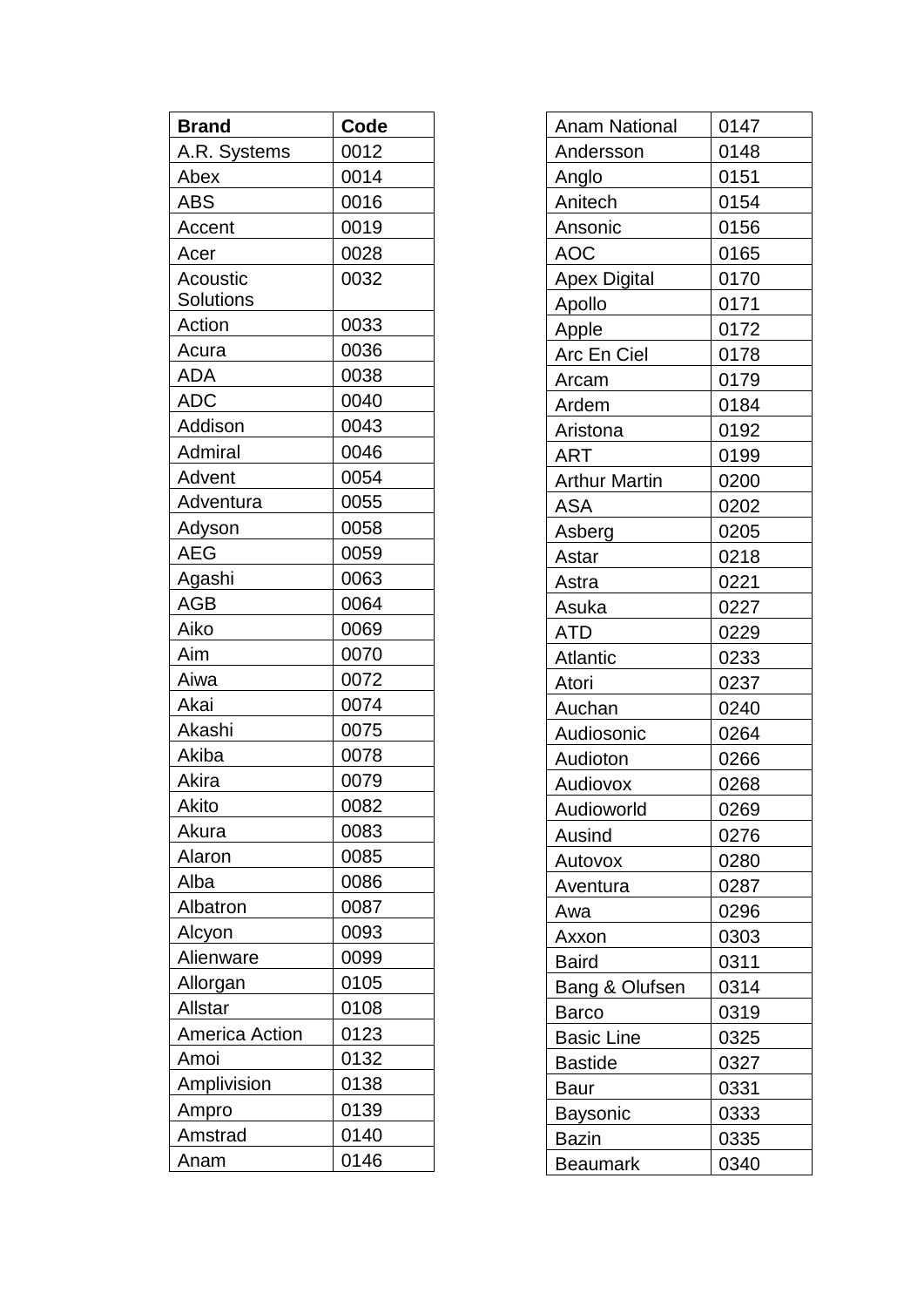| Brand | Code |
| --- | --- |
| A.R. Systems | 0012 |
| Abex | 0014 |
| ABS | 0016 |
| Accent | 0019 |
| Acer | 0028 |
| Acoustic Solutions | 0032 |
| Action | 0033 |
| Acura | 0036 |
| ADA | 0038 |
| ADC | 0040 |
| Addison | 0043 |
| Admiral | 0046 |
| Advent | 0054 |
| Adventura | 0055 |
| Adyson | 0058 |
| AEG | 0059 |
| Agashi | 0063 |
| AGB | 0064 |
| Aiko | 0069 |
| Aim | 0070 |
| Aiwa | 0072 |
| Akai | 0074 |
| Akashi | 0075 |
| Akiba | 0078 |
| Akira | 0079 |
| Akito | 0082 |
| Akura | 0083 |
| Alaron | 0085 |
| Alba | 0086 |
| Albatron | 0087 |
| Alcyon | 0093 |
| Alienware | 0099 |
| Allorgan | 0105 |
| Allstar | 0108 |
| America Action | 0123 |
| Amoi | 0132 |
| Amplivision | 0138 |
| Ampro | 0139 |
| Amstrad | 0140 |
| Anam | 0146 |
| Anam National | 0147 |
| Andersson | 0148 |
| Anglo | 0151 |
| Anitech | 0154 |
| Ansonic | 0156 |
| AOC | 0165 |
| Apex Digital | 0170 |
| Apollo | 0171 |
| Apple | 0172 |
| Arc En Ciel | 0178 |
| Arcam | 0179 |
| Ardem | 0184 |
| Aristona | 0192 |
| ART | 0199 |
| Arthur Martin | 0200 |
| ASA | 0202 |
| Asberg | 0205 |
| Astar | 0218 |
| Astra | 0221 |
| Asuka | 0227 |
| ATD | 0229 |
| Atlantic | 0233 |
| Atori | 0237 |
| Auchan | 0240 |
| Audiosonic | 0264 |
| Audioton | 0266 |
| Audiovox | 0268 |
| Audioworld | 0269 |
| Ausind | 0276 |
| Autovox | 0280 |
| Aventura | 0287 |
| Awa | 0296 |
| Axxon | 0303 |
| Baird | 0311 |
| Bang & Olufsen | 0314 |
| Barco | 0319 |
| Basic Line | 0325 |
| Bastide | 0327 |
| Baur | 0331 |
| Baysonic | 0333 |
| Bazin | 0335 |
| Beaumark | 0340 |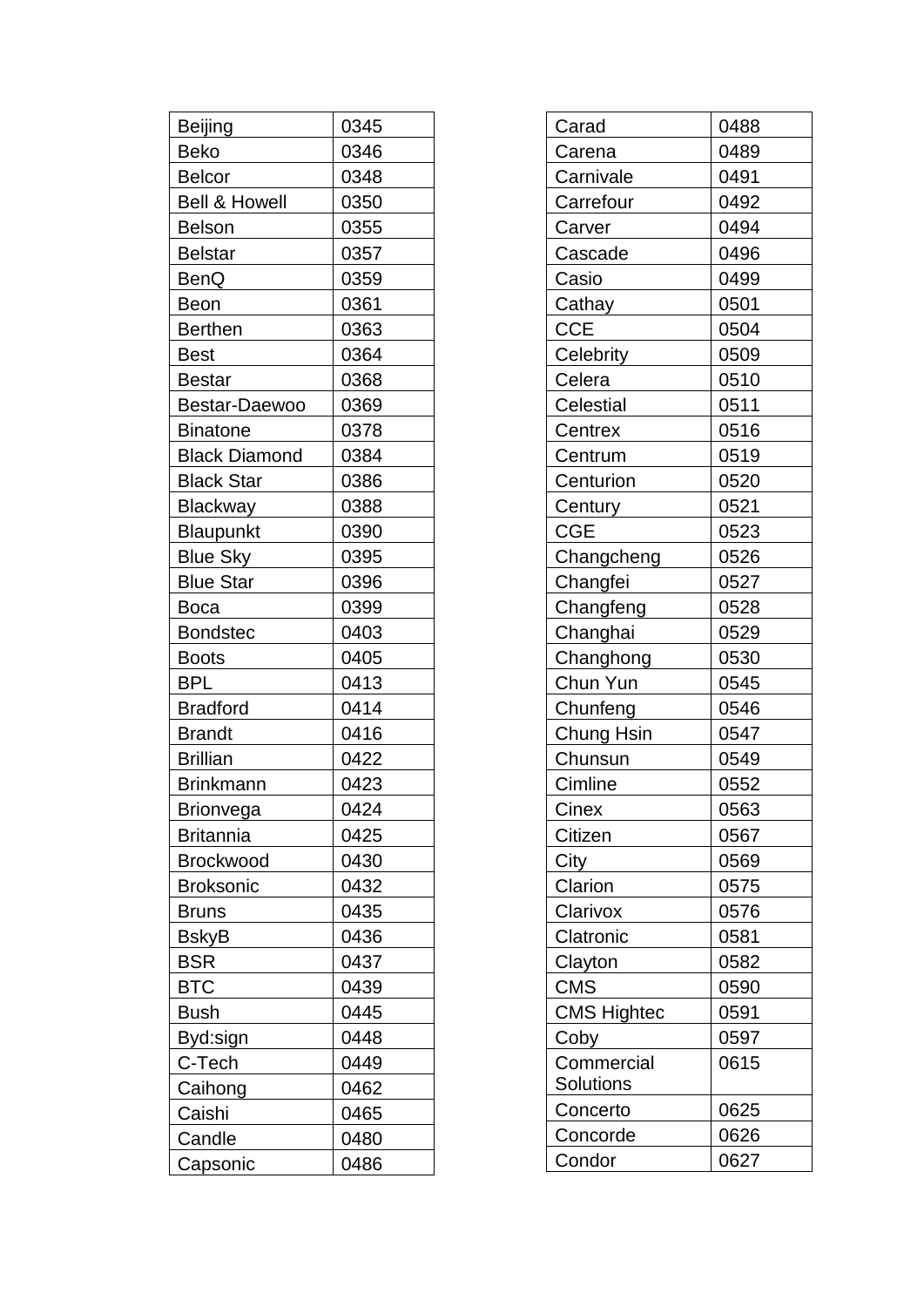| Beijing | 0345 |
|---|---|
| Beko | 0346 |
| Belcor | 0348 |
| Bell & Howell | 0350 |
| Belson | 0355 |
| Belstar | 0357 |
| BenQ | 0359 |
| Beon | 0361 |
| Berthen | 0363 |
| Best | 0364 |
| Bestar | 0368 |
| Bestar-Daewoo | 0369 |
| Binatone | 0378 |
| Black Diamond | 0384 |
| Black Star | 0386 |
| Blackway | 0388 |
| Blaupunkt | 0390 |
| Blue Sky | 0395 |
| Blue Star | 0396 |
| Boca | 0399 |
| Bondstec | 0403 |
| Boots | 0405 |
| BPL | 0413 |
| Bradford | 0414 |
| Brandt | 0416 |
| Brillian | 0422 |
| Brinkmann | 0423 |
| Brionvega | 0424 |
| Britannia | 0425 |
| Brockwood | 0430 |
| Broksonic | 0432 |
| Bruns | 0435 |
| BskyB | 0436 |
| BSR | 0437 |
| BTC | 0439 |
| Bush | 0445 |
| Byd:sign | 0448 |
| C-Tech | 0449 |
| Caihong | 0462 |
| Caishi | 0465 |
| Candle | 0480 |
| Capsonic | 0486 |

| Carad | 0488 |
|---|---|
| Carena | 0489 |
| Carnivale | 0491 |
| Carrefour | 0492 |
| Carver | 0494 |
| Cascade | 0496 |
| Casio | 0499 |
| Cathay | 0501 |
| CCE | 0504 |
| Celebrity | 0509 |
| Celera | 0510 |
| Celestial | 0511 |
| Centrex | 0516 |
| Centrum | 0519 |
| Centurion | 0520 |
| Century | 0521 |
| CGE | 0523 |
| Changcheng | 0526 |
| Changfei | 0527 |
| Changfeng | 0528 |
| Changhai | 0529 |
| Changhong | 0530 |
| Chun Yun | 0545 |
| Chunfeng | 0546 |
| Chung Hsin | 0547 |
| Chunsun | 0549 |
| Cimline | 0552 |
| Cinex | 0563 |
| Citizen | 0567 |
| City | 0569 |
| Clarion | 0575 |
| Clarivox | 0576 |
| Clatronic | 0581 |
| Clayton | 0582 |
| CMS | 0590 |
| CMS Hightec | 0591 |
| Coby | 0597 |
| Commercial Solutions | 0615 |
| Concerto | 0625 |
| Concorde | 0626 |
| Condor | 0627 |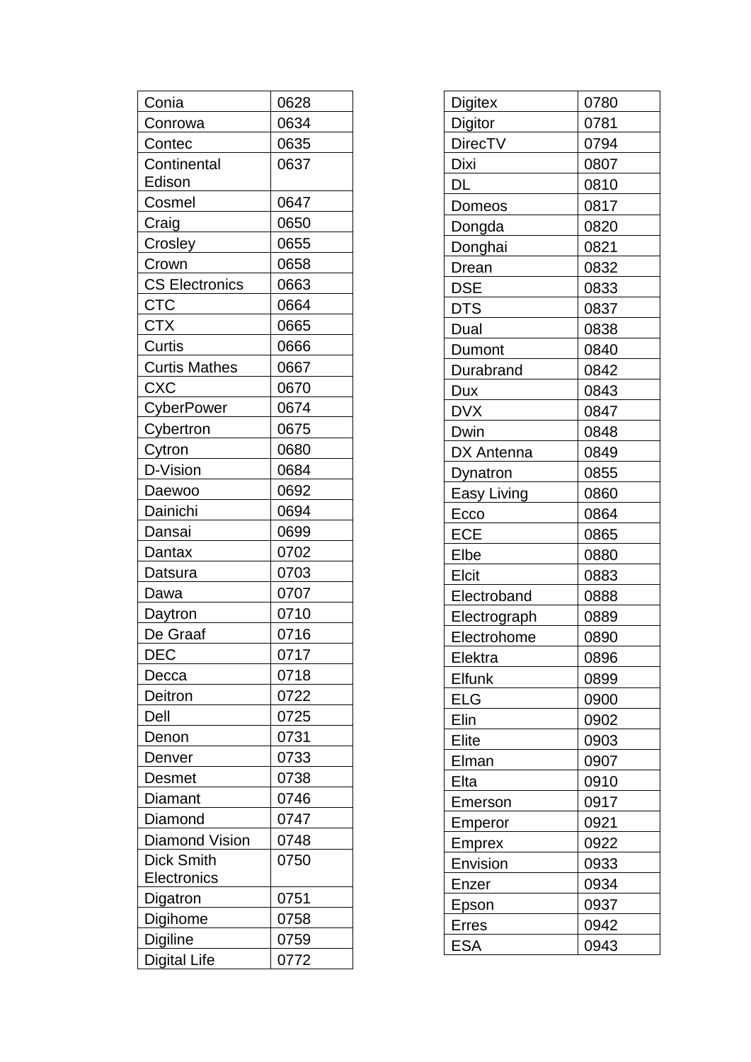| Conia | 0628 |
|---|---|
| Conrowa | 0634 |
| Contec | 0635 |
| Continental Edison | 0637 |
| Cosmel | 0647 |
| Craig | 0650 |
| Crosley | 0655 |
| Crown | 0658 |
| CS Electronics | 0663 |
| CTC | 0664 |
| CTX | 0665 |
| Curtis | 0666 |
| Curtis Mathes | 0667 |
| CXC | 0670 |
| CyberPower | 0674 |
| Cybertron | 0675 |
| Cytron | 0680 |
| D-Vision | 0684 |
| Daewoo | 0692 |
| Dainichi | 0694 |
| Dansai | 0699 |
| Dantax | 0702 |
| Datsura | 0703 |
| Dawa | 0707 |
| Daytron | 0710 |
| De Graaf | 0716 |
| DEC | 0717 |
| Decca | 0718 |
| Deitron | 0722 |
| Dell | 0725 |
| Denon | 0731 |
| Denver | 0733 |
| Desmet | 0738 |
| Diamant | 0746 |
| Diamond | 0747 |
| Diamond Vision | 0748 |
| Dick Smith Electronics | 0750 |
| Digatron | 0751 |
| Digihome | 0758 |
| Digiline | 0759 |
| Digital Life | 0772 |

| Digitex | 0780 |
|---|---|
| Digitor | 0781 |
| DirecTV | 0794 |
| Dixi | 0807 |
| DL | 0810 |
| Domeos | 0817 |
| Dongda | 0820 |
| Donghai | 0821 |
| Drean | 0832 |
| DSE | 0833 |
| DTS | 0837 |
| Dual | 0838 |
| Dumont | 0840 |
| Durabrand | 0842 |
| Dux | 0843 |
| DVX | 0847 |
| Dwin | 0848 |
| DX Antenna | 0849 |
| Dynatron | 0855 |
| Easy Living | 0860 |
| Ecco | 0864 |
| ECE | 0865 |
| Elbe | 0880 |
| Elcit | 0883 |
| Electroband | 0888 |
| Electrograph | 0889 |
| Electrohome | 0890 |
| Elektra | 0896 |
| Elfunk | 0899 |
| ELG | 0900 |
| Elin | 0902 |
| Elite | 0903 |
| Elman | 0907 |
| Elta | 0910 |
| Emerson | 0917 |
| Emperor | 0921 |
| Emprex | 0922 |
| Envision | 0933 |
| Enzer | 0934 |
| Epson | 0937 |
| Erres | 0942 |
| ESA | 0943 |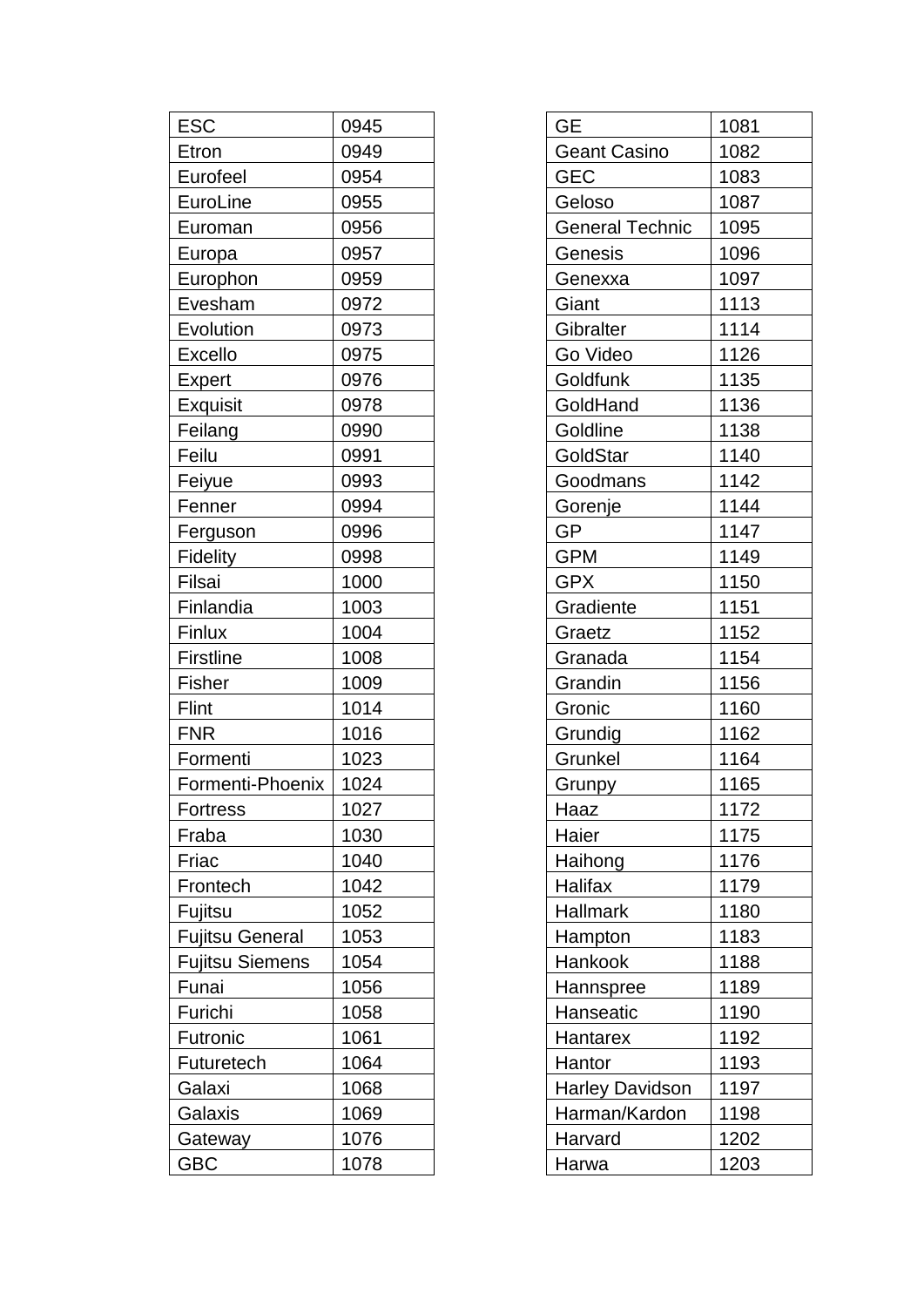| ESC | 0945 |
|---|---|
| Etron | 0949 |
| Eurofeel | 0954 |
| EuroLine | 0955 |
| Euroman | 0956 |
| Europa | 0957 |
| Europhon | 0959 |
| Evesham | 0972 |
| Evolution | 0973 |
| Excello | 0975 |
| Expert | 0976 |
| Exquisit | 0978 |
| Feilang | 0990 |
| Feilu | 0991 |
| Feiyue | 0993 |
| Fenner | 0994 |
| Ferguson | 0996 |
| Fidelity | 0998 |
| Filsai | 1000 |
| Finlandia | 1003 |
| Finlux | 1004 |
| Firstline | 1008 |
| Fisher | 1009 |
| Flint | 1014 |
| FNR | 1016 |
| Formenti | 1023 |
| Formenti-Phoenix | 1024 |
| Fortress | 1027 |
| Fraba | 1030 |
| Friac | 1040 |
| Frontech | 1042 |
| Fujitsu | 1052 |
| Fujitsu General | 1053 |
| Fujitsu Siemens | 1054 |
| Funai | 1056 |
| Furichi | 1058 |
| Futronic | 1061 |
| Futuretech | 1064 |
| Galaxi | 1068 |
| Galaxis | 1069 |
| Gateway | 1076 |
| GBC | 1078 |

| GE | 1081 |
|---|---|
| Geant Casino | 1082 |
| GEC | 1083 |
| Geloso | 1087 |
| General Technic | 1095 |
| Genesis | 1096 |
| Genexxa | 1097 |
| Giant | 1113 |
| Gibralter | 1114 |
| Go Video | 1126 |
| Goldfunk | 1135 |
| GoldHand | 1136 |
| Goldline | 1138 |
| GoldStar | 1140 |
| Goodmans | 1142 |
| Gorenje | 1144 |
| GP | 1147 |
| GPM | 1149 |
| GPX | 1150 |
| Gradiente | 1151 |
| Graetz | 1152 |
| Granada | 1154 |
| Grandin | 1156 |
| Gronic | 1160 |
| Grundig | 1162 |
| Grunkel | 1164 |
| Grunpy | 1165 |
| Haaz | 1172 |
| Haier | 1175 |
| Haihong | 1176 |
| Halifax | 1179 |
| Hallmark | 1180 |
| Hampton | 1183 |
| Hankook | 1188 |
| Hannspree | 1189 |
| Hanseatic | 1190 |
| Hantarex | 1192 |
| Hantor | 1193 |
| Harley Davidson | 1197 |
| Harman/Kardon | 1198 |
| Harvard | 1202 |
| Harwa | 1203 |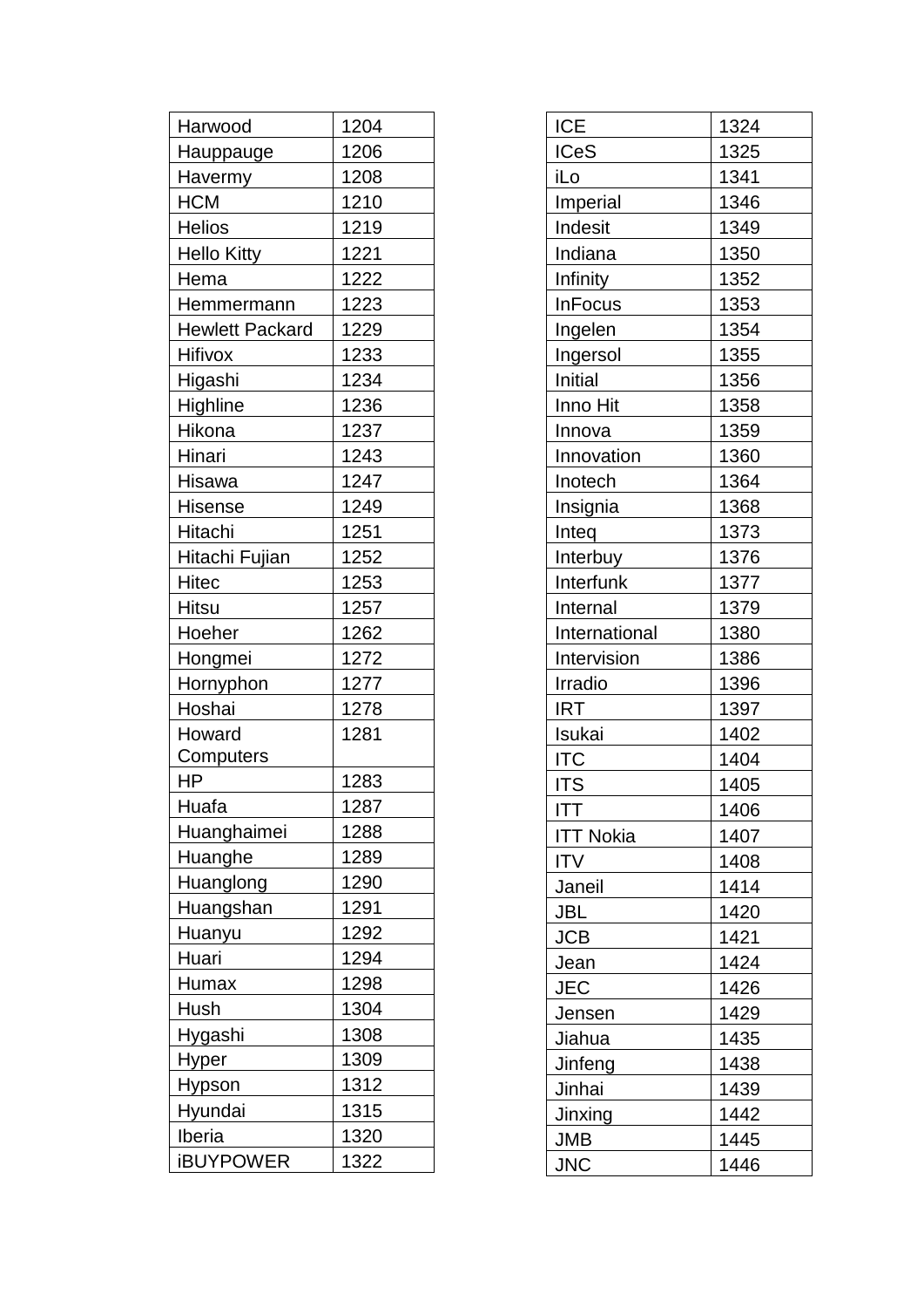| Harwood | 1204 |
|---|---|
| Hauppauge | 1206 |
| Havermy | 1208 |
| HCM | 1210 |
| Helios | 1219 |
| Hello Kitty | 1221 |
| Hema | 1222 |
| Hemmermann | 1223 |
| Hewlett Packard | 1229 |
| Hifivox | 1233 |
| Higashi | 1234 |
| Highline | 1236 |
| Hikona | 1237 |
| Hinari | 1243 |
| Hisawa | 1247 |
| Hisense | 1249 |
| Hitachi | 1251 |
| Hitachi Fujian | 1252 |
| Hitec | 1253 |
| Hitsu | 1257 |
| Hoeher | 1262 |
| Hongmei | 1272 |
| Hornyphon | 1277 |
| Hoshai | 1278 |
| Howard Computers | 1281 |
| HP | 1283 |
| Huafa | 1287 |
| Huanghaimei | 1288 |
| Huanghe | 1289 |
| Huanglong | 1290 |
| Huangshan | 1291 |
| Huanyu | 1292 |
| Huari | 1294 |
| Humax | 1298 |
| Hush | 1304 |
| Hygashi | 1308 |
| Hyper | 1309 |
| Hypson | 1312 |
| Hyundai | 1315 |
| Iberia | 1320 |
| iBUYPOWER | 1322 |

| ICE | 1324 |
|---|---|
| ICeS | 1325 |
| iLo | 1341 |
| Imperial | 1346 |
| Indesit | 1349 |
| Indiana | 1350 |
| Infinity | 1352 |
| InFocus | 1353 |
| Ingelen | 1354 |
| Ingersol | 1355 |
| Initial | 1356 |
| Inno Hit | 1358 |
| Innova | 1359 |
| Innovation | 1360 |
| Inotech | 1364 |
| Insignia | 1368 |
| Inteq | 1373 |
| Interbuy | 1376 |
| Interfunk | 1377 |
| Internal | 1379 |
| International | 1380 |
| Intervision | 1386 |
| Irradio | 1396 |
| IRT | 1397 |
| Isukai | 1402 |
| ITC | 1404 |
| ITS | 1405 |
| ITT | 1406 |
| ITT Nokia | 1407 |
| ITV | 1408 |
| Janeil | 1414 |
| JBL | 1420 |
| JCB | 1421 |
| Jean | 1424 |
| JEC | 1426 |
| Jensen | 1429 |
| Jiahua | 1435 |
| Jinfeng | 1438 |
| Jinhai | 1439 |
| Jinxing | 1442 |
| JMB | 1445 |
| JNC | 1446 |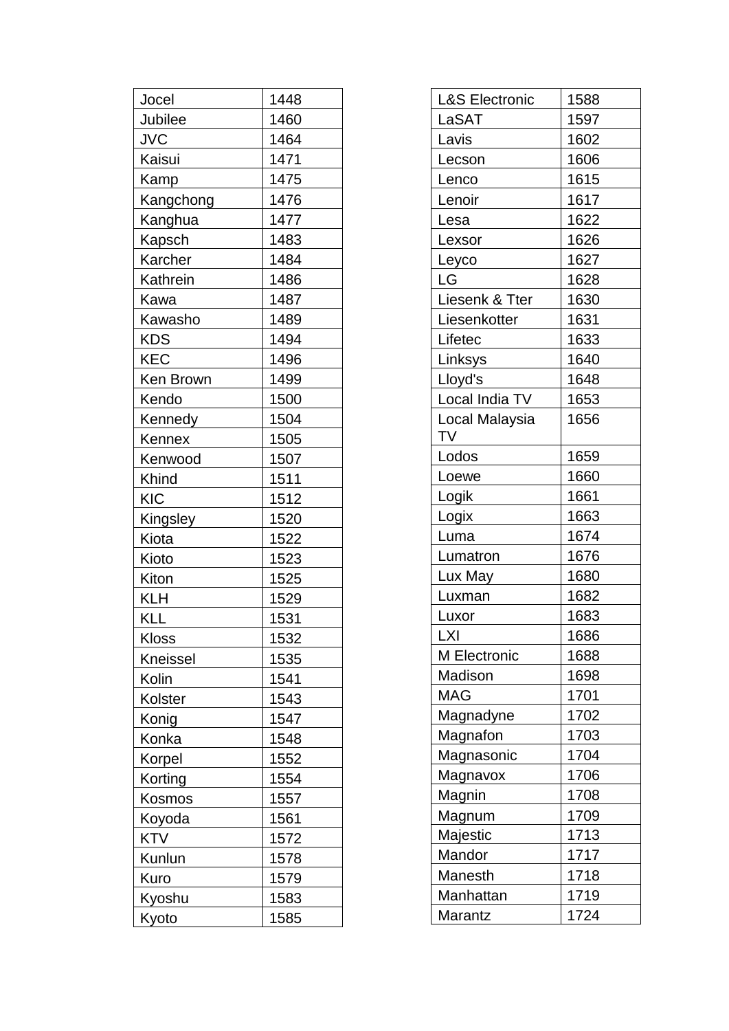| Jocel | 1448 |
|---|---|
| Jubilee | 1460 |
| JVC | 1464 |
| Kaisui | 1471 |
| Kamp | 1475 |
| Kangchong | 1476 |
| Kanghua | 1477 |
| Kapsch | 1483 |
| Karcher | 1484 |
| Kathrein | 1486 |
| Kawa | 1487 |
| Kawasho | 1489 |
| KDS | 1494 |
| KEC | 1496 |
| Ken Brown | 1499 |
| Kendo | 1500 |
| Kennedy | 1504 |
| Kennex | 1505 |
| Kenwood | 1507 |
| Khind | 1511 |
| KIC | 1512 |
| Kingsley | 1520 |
| Kiota | 1522 |
| Kioto | 1523 |
| Kiton | 1525 |
| KLH | 1529 |
| KLL | 1531 |
| Kloss | 1532 |
| Kneissel | 1535 |
| Kolin | 1541 |
| Kolster | 1543 |
| Konig | 1547 |
| Konka | 1548 |
| Korpel | 1552 |
| Korting | 1554 |
| Kosmos | 1557 |
| Koyoda | 1561 |
| KTV | 1572 |
| Kunlun | 1578 |
| Kuro | 1579 |
| Kyoshu | 1583 |
| Kyoto | 1585 |

| L&S Electronic | 1588 |
|---|---|
| LaSAT | 1597 |
| Lavis | 1602 |
| Lecson | 1606 |
| Lenco | 1615 |
| Lenoir | 1617 |
| Lesa | 1622 |
| Lexsor | 1626 |
| Leyco | 1627 |
| LG | 1628 |
| Liesenk & Tter | 1630 |
| Liesenkotter | 1631 |
| Lifetec | 1633 |
| Linksys | 1640 |
| Lloyd's | 1648 |
| Local India TV | 1653 |
| Local Malaysia TV | 1656 |
| Lodos | 1659 |
| Loewe | 1660 |
| Logik | 1661 |
| Logix | 1663 |
| Luma | 1674 |
| Lumatron | 1676 |
| Lux May | 1680 |
| Luxman | 1682 |
| Luxor | 1683 |
| LXI | 1686 |
| M Electronic | 1688 |
| Madison | 1698 |
| MAG | 1701 |
| Magnadyne | 1702 |
| Magnafon | 1703 |
| Magnasonic | 1704 |
| Magnavox | 1706 |
| Magnin | 1708 |
| Magnum | 1709 |
| Majestic | 1713 |
| Mandor | 1717 |
| Manesth | 1718 |
| Manhattan | 1719 |
| Marantz | 1724 |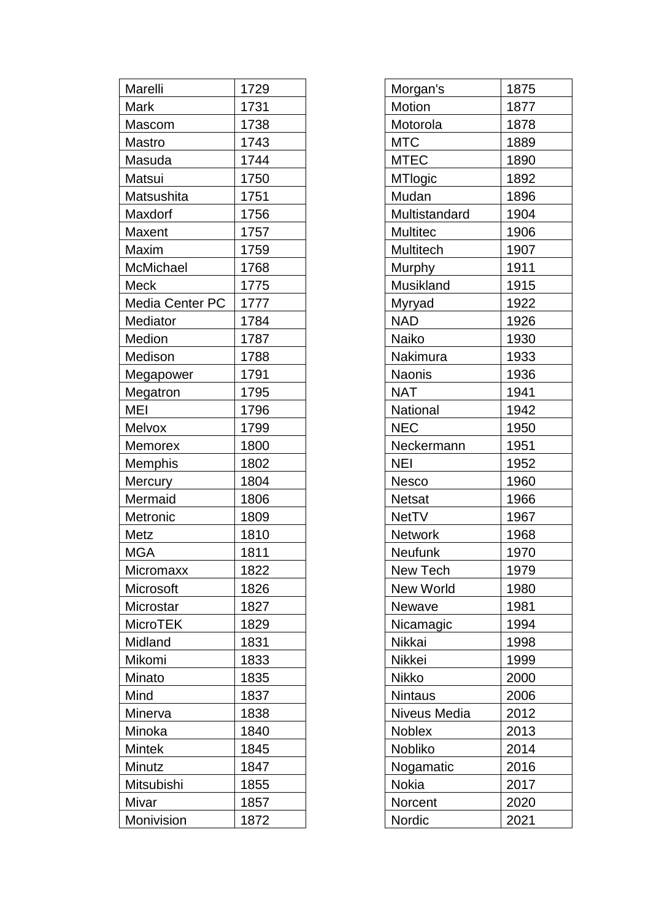| Marelli | 1729 |
|---|---|
| Mark | 1731 |
| Mascom | 1738 |
| Mastro | 1743 |
| Masuda | 1744 |
| Matsui | 1750 |
| Matsushita | 1751 |
| Maxdorf | 1756 |
| Maxent | 1757 |
| Maxim | 1759 |
| McMichael | 1768 |
| Meck | 1775 |
| Media Center PC | 1777 |
| Mediator | 1784 |
| Medion | 1787 |
| Medison | 1788 |
| Megapower | 1791 |
| Megatron | 1795 |
| MEI | 1796 |
| Melvox | 1799 |
| Memorex | 1800 |
| Memphis | 1802 |
| Mercury | 1804 |
| Mermaid | 1806 |
| Metronic | 1809 |
| Metz | 1810 |
| MGA | 1811 |
| Micromaxx | 1822 |
| Microsoft | 1826 |
| Microstar | 1827 |
| MicroTEK | 1829 |
| Midland | 1831 |
| Mikomi | 1833 |
| Minato | 1835 |
| Mind | 1837 |
| Minerva | 1838 |
| Minoka | 1840 |
| Mintek | 1845 |
| Minutz | 1847 |
| Mitsubishi | 1855 |
| Mivar | 1857 |
| Monivision | 1872 |

| Morgan's | 1875 |
|---|---|
| Motion | 1877 |
| Motorola | 1878 |
| MTC | 1889 |
| MTEC | 1890 |
| MTlogic | 1892 |
| Mudan | 1896 |
| Multistandard | 1904 |
| Multitec | 1906 |
| Multitech | 1907 |
| Murphy | 1911 |
| Musikland | 1915 |
| Myryad | 1922 |
| NAD | 1926 |
| Naiko | 1930 |
| Nakimura | 1933 |
| Naonis | 1936 |
| NAT | 1941 |
| National | 1942 |
| NEC | 1950 |
| Neckermann | 1951 |
| NEI | 1952 |
| Nesco | 1960 |
| Netsat | 1966 |
| NetTV | 1967 |
| Network | 1968 |
| Neufunk | 1970 |
| New Tech | 1979 |
| New World | 1980 |
| Newave | 1981 |
| Nicamagic | 1994 |
| Nikkai | 1998 |
| Nikkei | 1999 |
| Nikko | 2000 |
| Nintaus | 2006 |
| Niveus Media | 2012 |
| Noblex | 2013 |
| Nobliko | 2014 |
| Nogamatic | 2016 |
| Nokia | 2017 |
| Norcent | 2020 |
| Nordic | 2021 |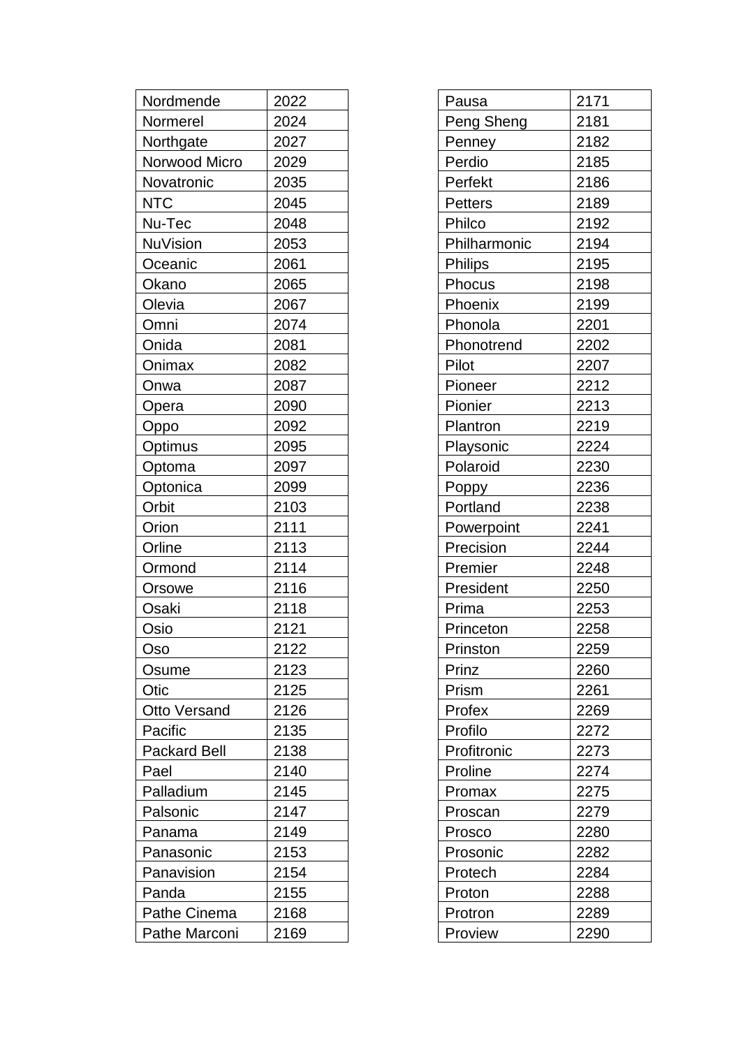| Nordmende | 2022 |
|---|---|
| Normerel | 2024 |
| Northgate | 2027 |
| Norwood Micro | 2029 |
| Novatronic | 2035 |
| NTC | 2045 |
| Nu-Tec | 2048 |
| NuVision | 2053 |
| Oceanic | 2061 |
| Okano | 2065 |
| Olevia | 2067 |
| Omni | 2074 |
| Onida | 2081 |
| Onimax | 2082 |
| Onwa | 2087 |
| Opera | 2090 |
| Oppo | 2092 |
| Optimus | 2095 |
| Optoma | 2097 |
| Optonica | 2099 |
| Orbit | 2103 |
| Orion | 2111 |
| Orline | 2113 |
| Ormond | 2114 |
| Orsowe | 2116 |
| Osaki | 2118 |
| Osio | 2121 |
| Oso | 2122 |
| Osume | 2123 |
| Otic | 2125 |
| Otto Versand | 2126 |
| Pacific | 2135 |
| Packard Bell | 2138 |
| Pael | 2140 |
| Palladium | 2145 |
| Palsonic | 2147 |
| Panama | 2149 |
| Panasonic | 2153 |
| Panavision | 2154 |
| Panda | 2155 |
| Pathe Cinema | 2168 |
| Pathe Marconi | 2169 |

| Pausa | 2171 |
|---|---|
| Peng Sheng | 2181 |
| Penney | 2182 |
| Perdio | 2185 |
| Perfekt | 2186 |
| Petters | 2189 |
| Philco | 2192 |
| Philharmonic | 2194 |
| Philips | 2195 |
| Phocus | 2198 |
| Phoenix | 2199 |
| Phonola | 2201 |
| Phonotrend | 2202 |
| Pilot | 2207 |
| Pioneer | 2212 |
| Pionier | 2213 |
| Plantron | 2219 |
| Playsonic | 2224 |
| Polaroid | 2230 |
| Poppy | 2236 |
| Portland | 2238 |
| Powerpoint | 2241 |
| Precision | 2244 |
| Premier | 2248 |
| President | 2250 |
| Prima | 2253 |
| Princeton | 2258 |
| Prinston | 2259 |
| Prinz | 2260 |
| Prism | 2261 |
| Profex | 2269 |
| Profilo | 2272 |
| Profitronic | 2273 |
| Proline | 2274 |
| Promax | 2275 |
| Proscan | 2279 |
| Prosco | 2280 |
| Prosonic | 2282 |
| Protech | 2284 |
| Proton | 2288 |
| Protron | 2289 |
| Proview | 2290 |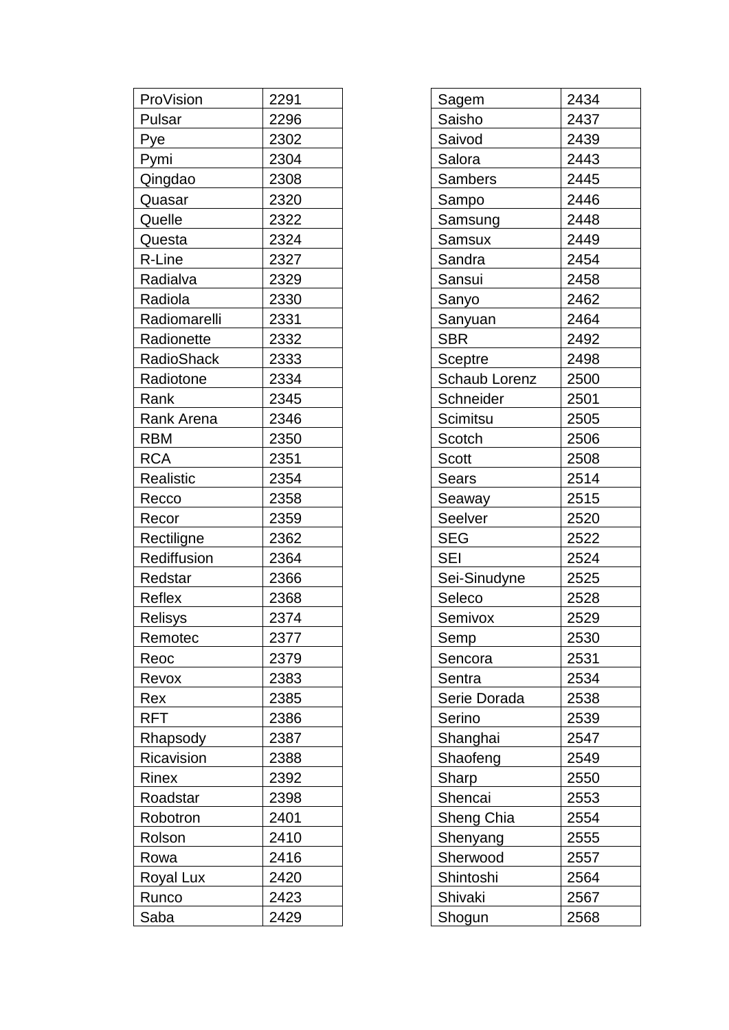| ProVision | 2291 |
| --- | --- |
| Pulsar | 2296 |
| Pye | 2302 |
| Pymi | 2304 |
| Qingdao | 2308 |
| Quasar | 2320 |
| Quelle | 2322 |
| Questa | 2324 |
| R-Line | 2327 |
| Radialva | 2329 |
| Radiola | 2330 |
| Radiomarelli | 2331 |
| Radionette | 2332 |
| RadioShack | 2333 |
| Radiotone | 2334 |
| Rank | 2345 |
| Rank Arena | 2346 |
| RBM | 2350 |
| RCA | 2351 |
| Realistic | 2354 |
| Recco | 2358 |
| Recor | 2359 |
| Rectiligne | 2362 |
| Rediffusion | 2364 |
| Redstar | 2366 |
| Reflex | 2368 |
| Relisys | 2374 |
| Remotec | 2377 |
| Reoc | 2379 |
| Revox | 2383 |
| Rex | 2385 |
| RFT | 2386 |
| Rhapsody | 2387 |
| Ricavision | 2388 |
| Rinex | 2392 |
| Roadstar | 2398 |
| Robotron | 2401 |
| Rolson | 2410 |
| Rowa | 2416 |
| Royal Lux | 2420 |
| Runco | 2423 |
| Saba | 2429 |

| Sagem | 2434 |
| --- | --- |
| Saisho | 2437 |
| Saivod | 2439 |
| Salora | 2443 |
| Sambers | 2445 |
| Sampo | 2446 |
| Samsung | 2448 |
| Samsux | 2449 |
| Sandra | 2454 |
| Sansui | 2458 |
| Sanyo | 2462 |
| Sanyuan | 2464 |
| SBR | 2492 |
| Sceptre | 2498 |
| Schaub Lorenz | 2500 |
| Schneider | 2501 |
| Scimitsu | 2505 |
| Scotch | 2506 |
| Scott | 2508 |
| Sears | 2514 |
| Seaway | 2515 |
| Seelver | 2520 |
| SEG | 2522 |
| SEI | 2524 |
| Sei-Sinudyne | 2525 |
| Seleco | 2528 |
| Semivox | 2529 |
| Semp | 2530 |
| Sencora | 2531 |
| Sentra | 2534 |
| Serie Dorada | 2538 |
| Serino | 2539 |
| Shanghai | 2547 |
| Shaofeng | 2549 |
| Sharp | 2550 |
| Shencai | 2553 |
| Sheng Chia | 2554 |
| Shenyang | 2555 |
| Sherwood | 2557 |
| Shintoshi | 2564 |
| Shivaki | 2567 |
| Shogun | 2568 |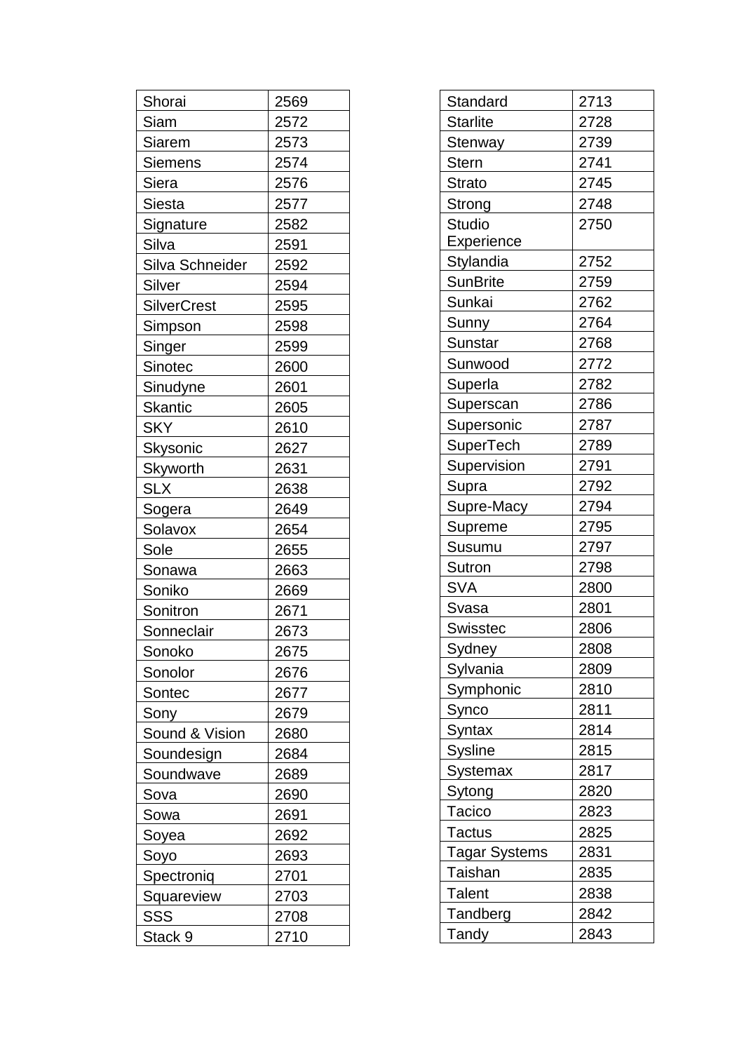| Shorai | 2569 |
|---|---|
| Siam | 2572 |
| Siarem | 2573 |
| Siemens | 2574 |
| Siera | 2576 |
| Siesta | 2577 |
| Signature | 2582 |
| Silva | 2591 |
| Silva Schneider | 2592 |
| Silver | 2594 |
| SilverCrest | 2595 |
| Simpson | 2598 |
| Singer | 2599 |
| Sinotec | 2600 |
| Sinudyne | 2601 |
| Skantic | 2605 |
| SKY | 2610 |
| Skysonic | 2627 |
| Skyworth | 2631 |
| SLX | 2638 |
| Sogera | 2649 |
| Solavox | 2654 |
| Sole | 2655 |
| Sonawa | 2663 |
| Soniko | 2669 |
| Sonitron | 2671 |
| Sonneclair | 2673 |
| Sonoko | 2675 |
| Sonolor | 2676 |
| Sontec | 2677 |
| Sony | 2679 |
| Sound & Vision | 2680 |
| Soundesign | 2684 |
| Soundwave | 2689 |
| Sova | 2690 |
| Sowa | 2691 |
| Soyea | 2692 |
| Soyo | 2693 |
| Spectroniq | 2701 |
| Squareview | 2703 |
| SSS | 2708 |
| Stack 9 | 2710 |

| Standard | 2713 |
|---|---|
| Starlite | 2728 |
| Stenway | 2739 |
| Stern | 2741 |
| Strato | 2745 |
| Strong | 2748 |
| Studio Experience | 2750 |
| Stylandia | 2752 |
| SunBrite | 2759 |
| Sunkai | 2762 |
| Sunny | 2764 |
| Sunstar | 2768 |
| Sunwood | 2772 |
| Superla | 2782 |
| Superscan | 2786 |
| Supersonic | 2787 |
| SuperTech | 2789 |
| Supervision | 2791 |
| Supra | 2792 |
| Supre-Macy | 2794 |
| Supreme | 2795 |
| Susumu | 2797 |
| Sutron | 2798 |
| SVA | 2800 |
| Svasa | 2801 |
| Swisstec | 2806 |
| Sydney | 2808 |
| Sylvania | 2809 |
| Symphonic | 2810 |
| Synco | 2811 |
| Syntax | 2814 |
| Sysline | 2815 |
| Systemax | 2817 |
| Sytong | 2820 |
| Tacico | 2823 |
| Tactus | 2825 |
| Tagar Systems | 2831 |
| Taishan | 2835 |
| Talent | 2838 |
| Tandberg | 2842 |
| Tandy | 2843 |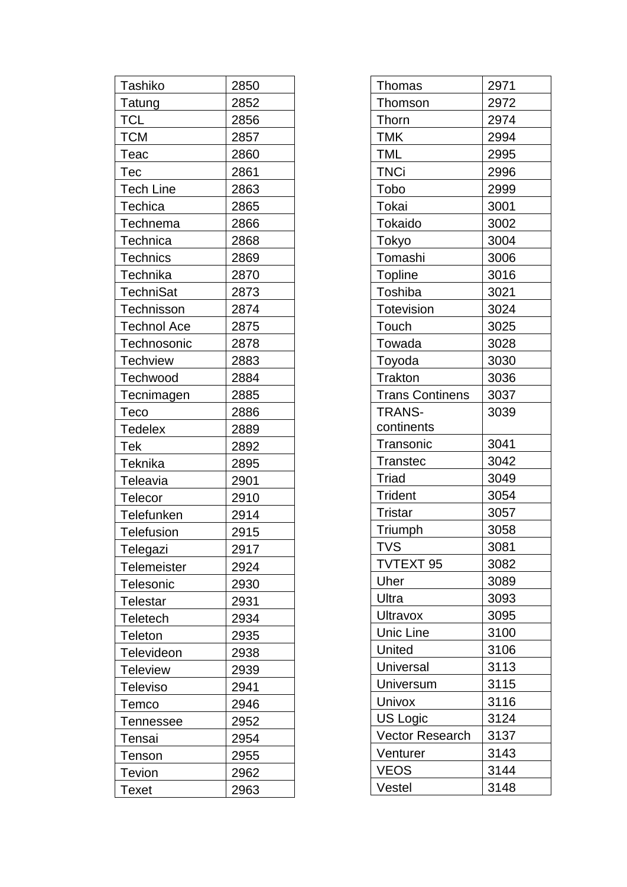| Tashiko | 2850 |
|---|---|
| Tatung | 2852 |
| TCL | 2856 |
| TCM | 2857 |
| Teac | 2860 |
| Tec | 2861 |
| Tech Line | 2863 |
| Techica | 2865 |
| Technema | 2866 |
| Technica | 2868 |
| Technics | 2869 |
| Technika | 2870 |
| TechniSat | 2873 |
| Technisson | 2874 |
| Technol Ace | 2875 |
| Technosonic | 2878 |
| Techview | 2883 |
| Techwood | 2884 |
| Tecnimagen | 2885 |
| Teco | 2886 |
| Tedelex | 2889 |
| Tek | 2892 |
| Teknika | 2895 |
| Teleavia | 2901 |
| Telecor | 2910 |
| Telefunken | 2914 |
| Telefusion | 2915 |
| Telegazi | 2917 |
| Telemeister | 2924 |
| Telesonic | 2930 |
| Telestar | 2931 |
| Teletech | 2934 |
| Teleton | 2935 |
| Televideon | 2938 |
| Teleview | 2939 |
| Televiso | 2941 |
| Temco | 2946 |
| Tennessee | 2952 |
| Tensai | 2954 |
| Tenson | 2955 |
| Tevion | 2962 |
| Texet | 2963 |

| Thomas | 2971 |
|---|---|
| Thomson | 2972 |
| Thorn | 2974 |
| TMK | 2994 |
| TML | 2995 |
| TNCi | 2996 |
| Tobo | 2999 |
| Tokai | 3001 |
| Tokaido | 3002 |
| Tokyo | 3004 |
| Tomashi | 3006 |
| Topline | 3016 |
| Toshiba | 3021 |
| Totevision | 3024 |
| Touch | 3025 |
| Towada | 3028 |
| Toyoda | 3030 |
| Trakton | 3036 |
| Trans Continens | 3037 |
| TRANS-continents | 3039 |
| Transonic | 3041 |
| Transtec | 3042 |
| Triad | 3049 |
| Trident | 3054 |
| Tristar | 3057 |
| Triumph | 3058 |
| TVS | 3081 |
| TVTEXT 95 | 3082 |
| Uher | 3089 |
| Ultra | 3093 |
| Ultravox | 3095 |
| Unic Line | 3100 |
| United | 3106 |
| Universal | 3113 |
| Universum | 3115 |
| Univox | 3116 |
| US Logic | 3124 |
| Vector Research | 3137 |
| Venturer | 3143 |
| VEOS | 3144 |
| Vestel | 3148 |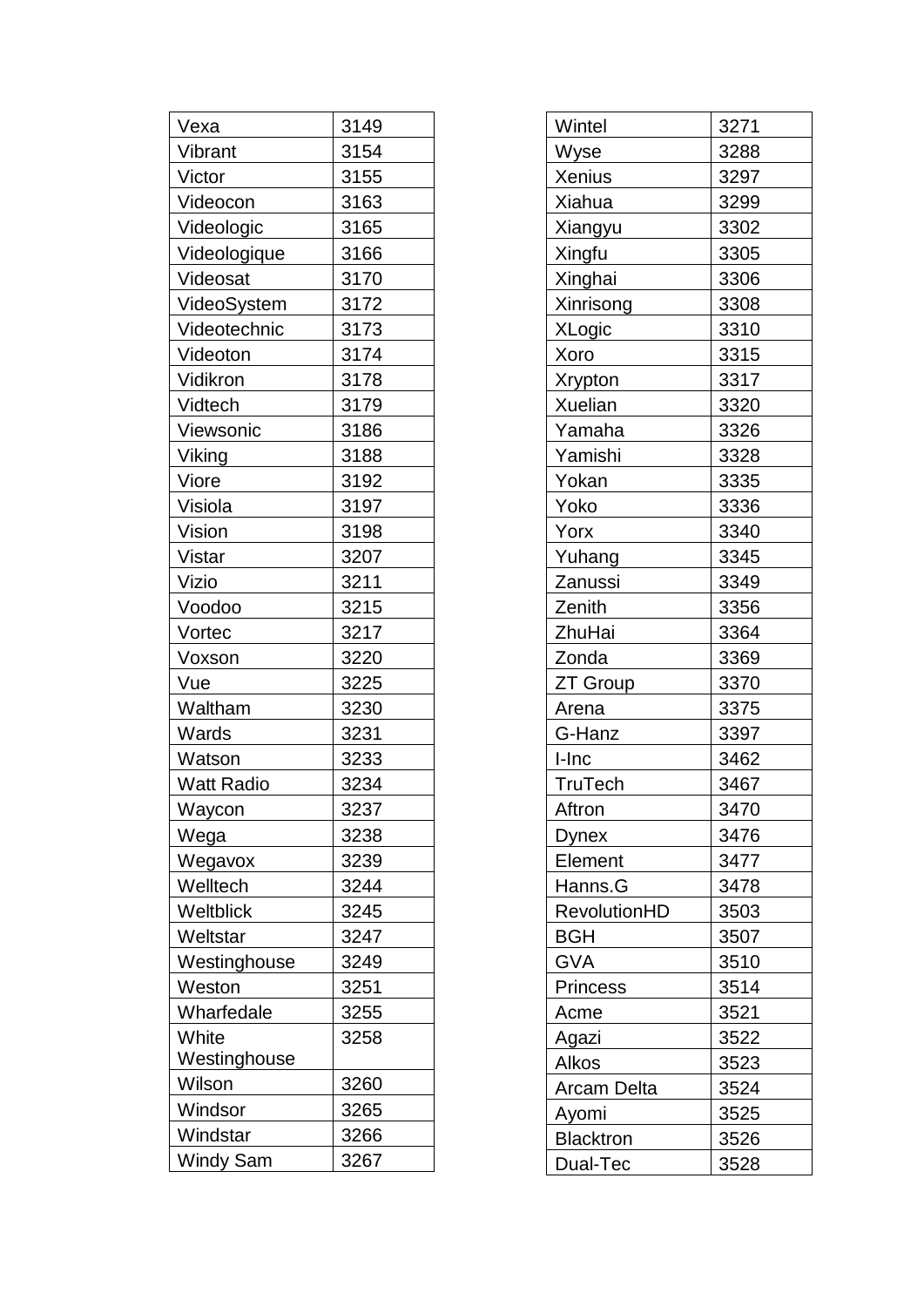| Vexa | 3149 |
|---|---|
| Vibrant | 3154 |
| Victor | 3155 |
| Videocon | 3163 |
| Videologic | 3165 |
| Videologique | 3166 |
| Videosat | 3170 |
| VideoSystem | 3172 |
| Videotechnic | 3173 |
| Videoton | 3174 |
| Vidikron | 3178 |
| Vidtech | 3179 |
| Viewsonic | 3186 |
| Viking | 3188 |
| Viore | 3192 |
| Visiola | 3197 |
| Vision | 3198 |
| Vistar | 3207 |
| Vizio | 3211 |
| Voodoo | 3215 |
| Vortec | 3217 |
| Voxson | 3220 |
| Vue | 3225 |
| Waltham | 3230 |
| Wards | 3231 |
| Watson | 3233 |
| Watt Radio | 3234 |
| Waycon | 3237 |
| Wega | 3238 |
| Wegavox | 3239 |
| Welltech | 3244 |
| Weltblick | 3245 |
| Weltstar | 3247 |
| Westinghouse | 3249 |
| Weston | 3251 |
| Wharfedale | 3255 |
| White Westinghouse | 3258 |
| Wilson | 3260 |
| Windsor | 3265 |
| Windstar | 3266 |
| Windy Sam | 3267 |

| Wintel | 3271 |
|---|---|
| Wyse | 3288 |
| Xenius | 3297 |
| Xiahua | 3299 |
| Xiangyu | 3302 |
| Xingfu | 3305 |
| Xinghai | 3306 |
| Xinrisong | 3308 |
| XLogic | 3310 |
| Xoro | 3315 |
| Xrypton | 3317 |
| Xuelian | 3320 |
| Yamaha | 3326 |
| Yamishi | 3328 |
| Yokan | 3335 |
| Yoko | 3336 |
| Yorx | 3340 |
| Yuhang | 3345 |
| Zanussi | 3349 |
| Zenith | 3356 |
| ZhuHai | 3364 |
| Zonda | 3369 |
| ZT Group | 3370 |
| Arena | 3375 |
| G-Hanz | 3397 |
| I-Inc | 3462 |
| TruTech | 3467 |
| Aftron | 3470 |
| Dynex | 3476 |
| Element | 3477 |
| Hanns.G | 3478 |
| RevolutionHD | 3503 |
| BGH | 3507 |
| GVA | 3510 |
| Princess | 3514 |
| Acme | 3521 |
| Agazi | 3522 |
| Alkos | 3523 |
| Arcam Delta | 3524 |
| Ayomi | 3525 |
| Blacktron | 3526 |
| Dual-Tec | 3528 |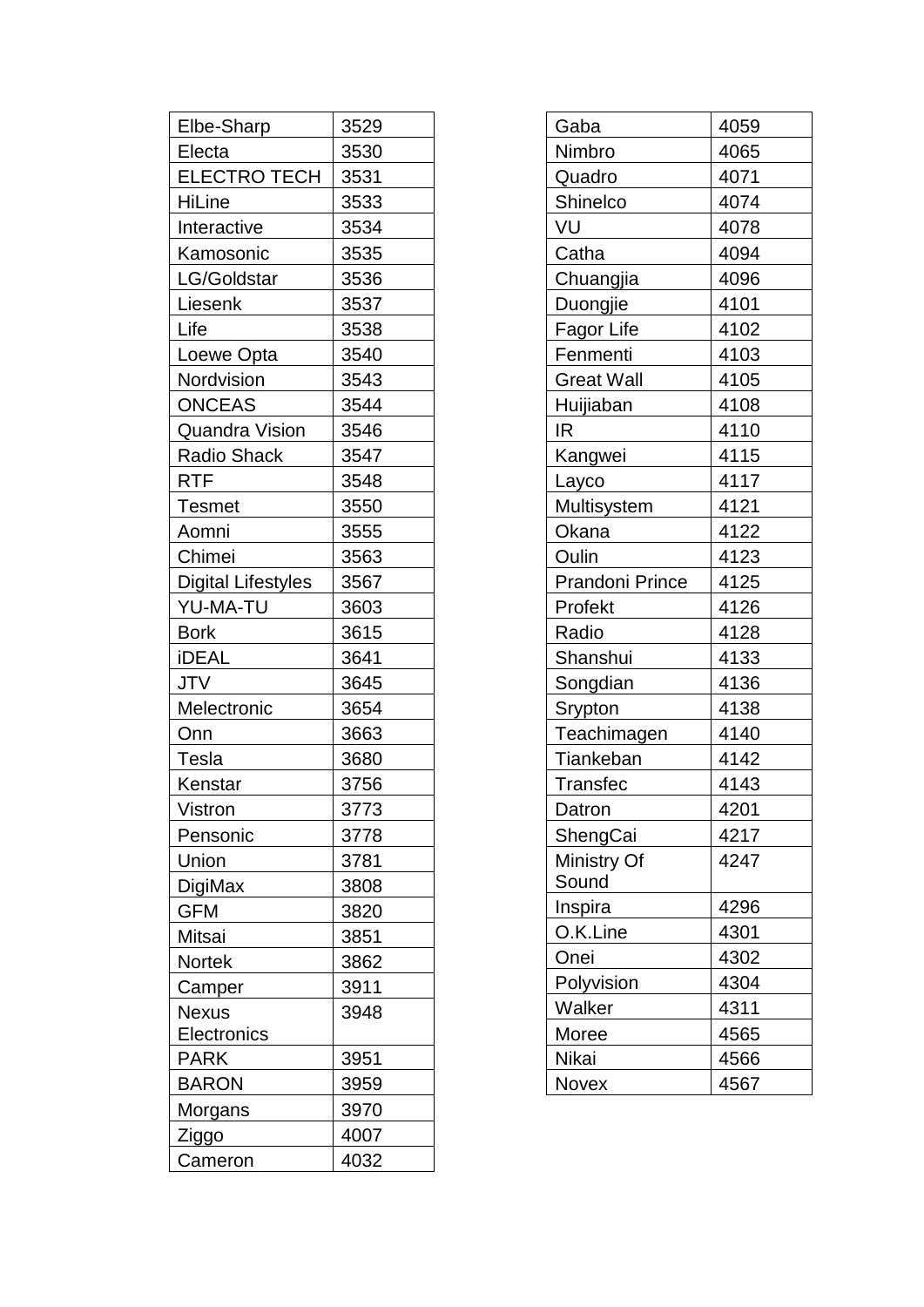| | |
|---|---|
| Elbe-Sharp | 3529 |
| Electa | 3530 |
| ELECTRO TECH | 3531 |
| HiLine | 3533 |
| Interactive | 3534 |
| Kamosonic | 3535 |
| LG/Goldstar | 3536 |
| Liesenk | 3537 |
| Life | 3538 |
| Loewe Opta | 3540 |
| Nordvision | 3543 |
| ONCEAS | 3544 |
| Quandra Vision | 3546 |
| Radio Shack | 3547 |
| RTF | 3548 |
| Tesmet | 3550 |
| Aomni | 3555 |
| Chimei | 3563 |
| Digital Lifestyles | 3567 |
| YU-MA-TU | 3603 |
| Bork | 3615 |
| iDEAL | 3641 |
| JTV | 3645 |
| Melectronic | 3654 |
| Onn | 3663 |
| Tesla | 3680 |
| Kenstar | 3756 |
| Vistron | 3773 |
| Pensonic | 3778 |
| Union | 3781 |
| DigiMax | 3808 |
| GFM | 3820 |
| Mitsai | 3851 |
| Nortek | 3862 |
| Camper | 3911 |
| Nexus Electronics | 3948 |
| PARK | 3951 |
| BARON | 3959 |
| Morgans | 3970 |
| Ziggo | 4007 |
| Cameron | 4032 |

| | |
|---|---|
| Gaba | 4059 |
| Nimbro | 4065 |
| Quadro | 4071 |
| Shinelco | 4074 |
| VU | 4078 |
| Catha | 4094 |
| Chuangjia | 4096 |
| Duongjie | 4101 |
| Fagor Life | 4102 |
| Fenmenti | 4103 |
| Great Wall | 4105 |
| Huijiaban | 4108 |
| IR | 4110 |
| Kangwei | 4115 |
| Layco | 4117 |
| Multisystem | 4121 |
| Okana | 4122 |
| Oulin | 4123 |
| Prandoni Prince | 4125 |
| Profekt | 4126 |
| Radio | 4128 |
| Shanshui | 4133 |
| Songdian | 4136 |
| Srypton | 4138 |
| Teachimagen | 4140 |
| Tiankeban | 4142 |
| Transfec | 4143 |
| Datron | 4201 |
| ShengCai | 4217 |
| Ministry Of Sound | 4247 |
| Inspira | 4296 |
| O.K.Line | 4301 |
| Onei | 4302 |
| Polyvision | 4304 |
| Walker | 4311 |
| Moree | 4565 |
| Nikai | 4566 |
| Novex | 4567 |